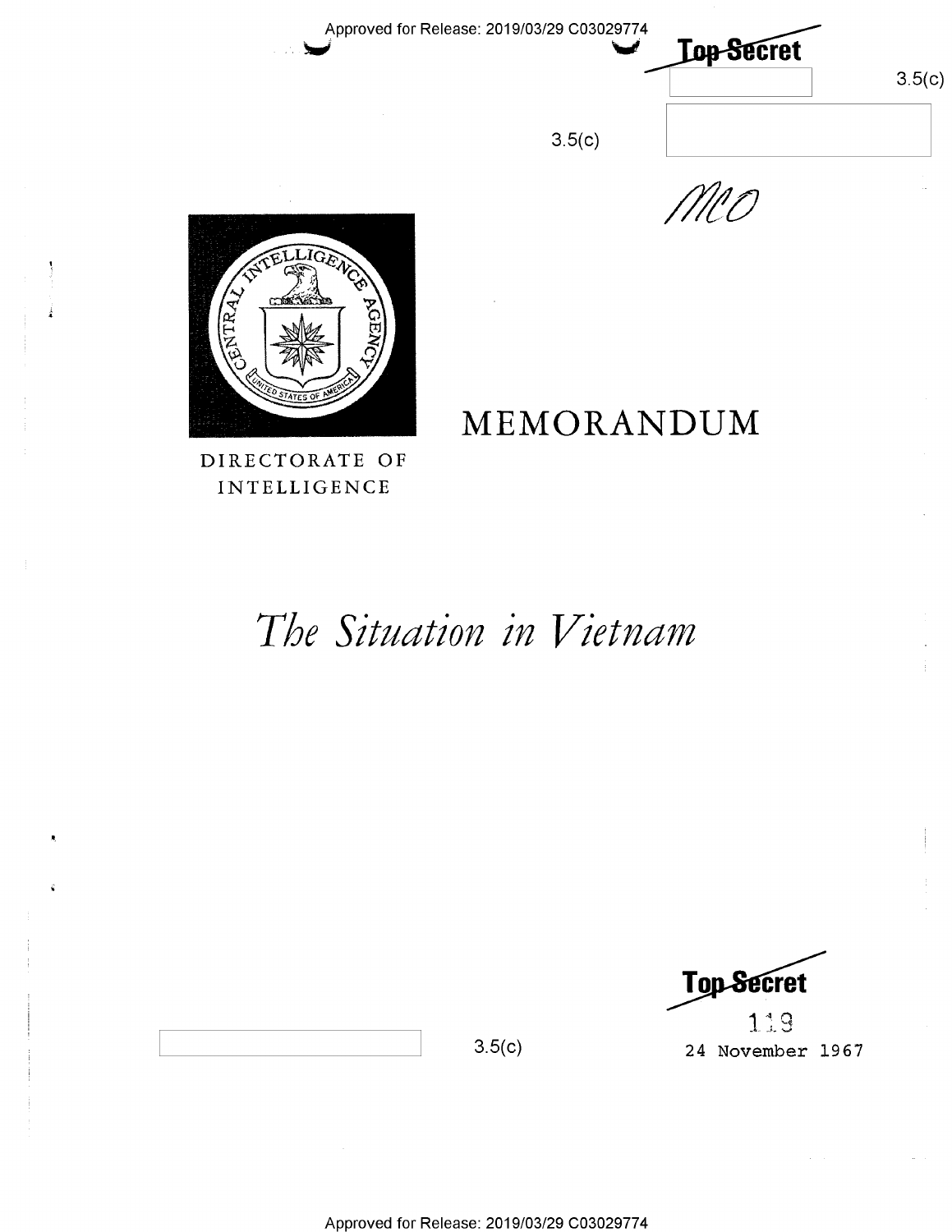Approved for Release: 2019/03/29 C03029774

Top Secret

3.5(c)

3.5(c)

MCO

DIRECTORATE OF INTELLIGENCE

# MEMORANDUM

# *The Situation in Vietnam*

Top Secret

3.5(c)

119

24 November 1967

Approved for Release: 2019/03/29 C03029774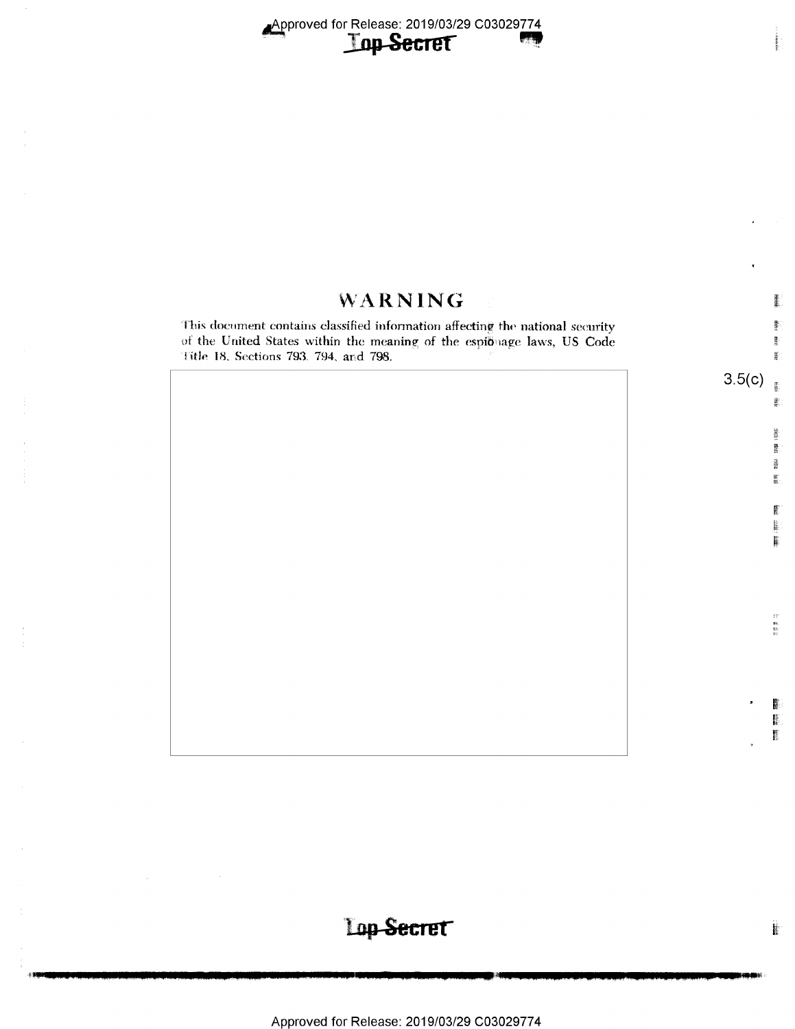# WARNING

This document contains classified information affecting the national security of the United States within the meaning of the espionage laws, US Code Title 18, Sections 793, 794, and 798.

3.5(c)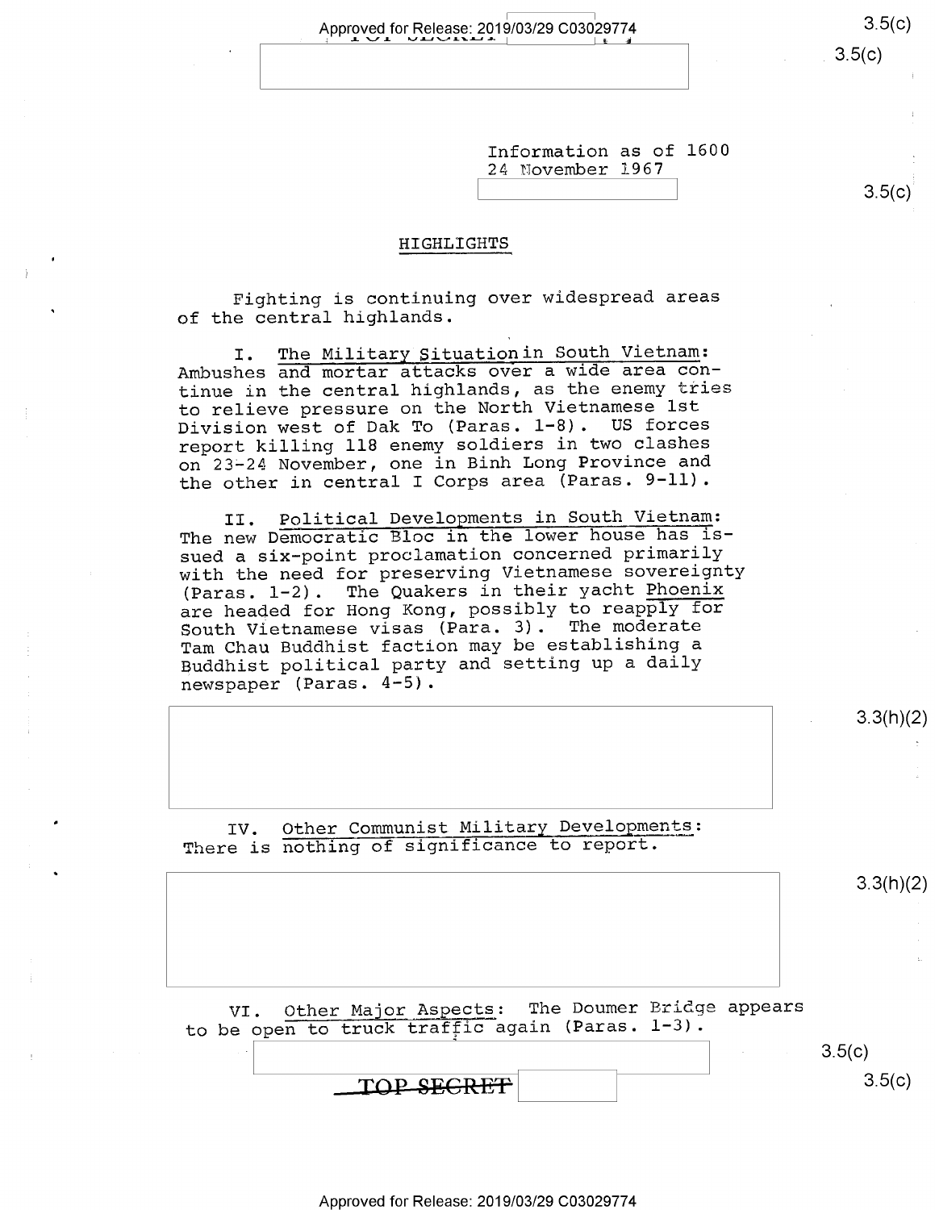Information as of 1600
24 November 1967

## HIGHLIGHTS

Fighting is continuing over widespread areas of the central highlands.

I. The Military Situation in South Vietnam: Ambushes and mortar attacks over a wide area continue in the central highlands, as the enemy tries to relieve pressure on the North Vietnamese 1st Division west of Dak To (Paras. 1-8). US forces report killing 118 enemy soldiers in two clashes on 23-24 November, one in Binh Long Province and the other in central I Corps area (Paras. 9-11).

II. Political Developments in South Vietnam: The new Democratic Bloc in the lower house has issued a six-point proclamation concerned primarily with the need for preserving Vietnamese sovereignty (Paras. 1-2). The Quakers in their yacht *Phoenix* are headed for Hong Kong, possibly to reapply for South Vietnamese visas (Para. 3). The moderate Tam Chau Buddhist faction may be establishing a Buddhist political party and setting up a daily newspaper (Paras. 4-5).

IV. Other Communist Military Developments: There is nothing of significance to report.

VI. Other Major Aspects: The Doumer Bridge appears to be open to truck traffic again (Paras. 1-3).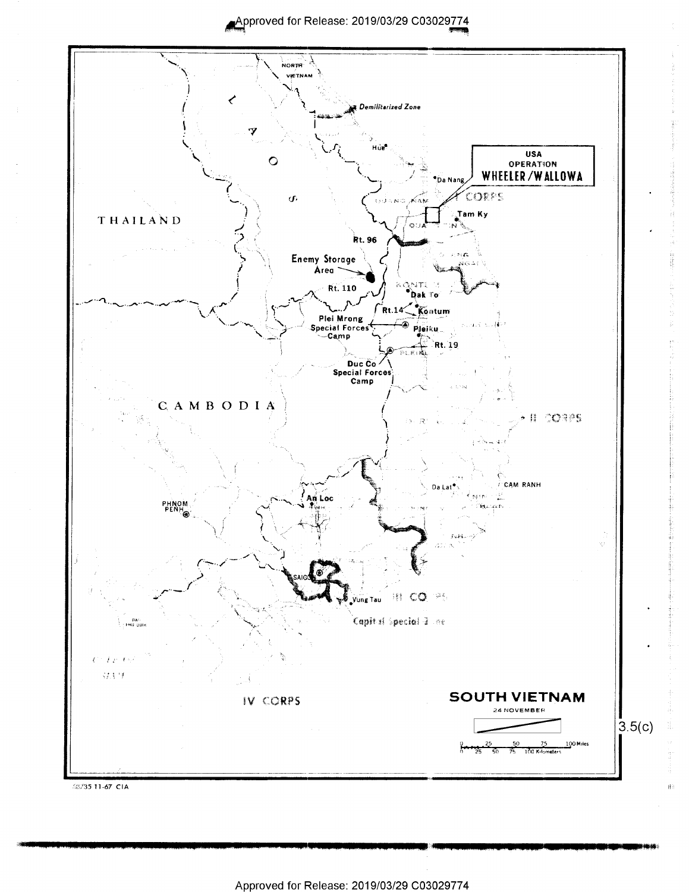NORTH VIETNAM

Demilitarized Zone

LAOS

THAILAND

CAMBODIA

Hue

Da Nang

USA OPERATION WHEELER/WALLOWA

QUANG NAM

I CORPS

Tam Ky

QUANG TIN

Rt. 96

Enemy Storage Area

Rt. 110

KONTUM

Dak To

Rt.14

Kontum

Plei Mrong Special Forces Camp

Pleiku

Rt. 19

PLEIKU

Duc Co Special Forces Camp

II CORPS

Da Lat

CAM RANH

An Loc

PHNOM PENH

SAIGON

Vung Tau

III CORPS

Capital Special Zone

IV CORPS

## SOUTH VIETNAM

24 NOVEMBER

3.5(c)

0 25 50 75 100 Miles

0 25 50 75 100 Kilometers

68735 11-67 CIA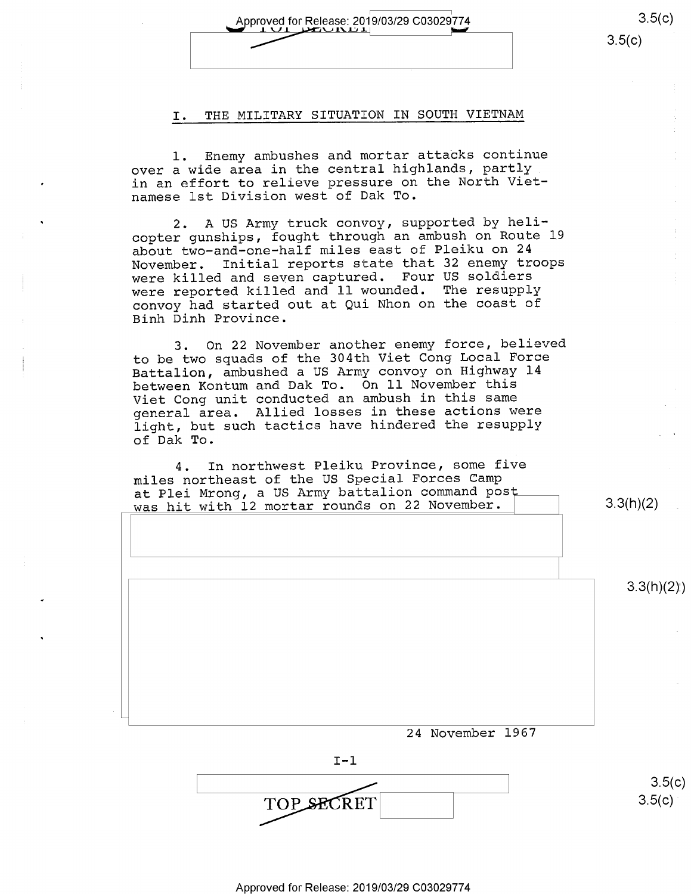## I. THE MILITARY SITUATION IN SOUTH VIETNAM

1. Enemy ambushes and mortar attacks continue over a wide area in the central highlands, partly in an effort to relieve pressure on the North Vietnamese 1st Division west of Dak To.

2. A US Army truck convoy, supported by helicopter gunships, fought through an ambush on Route 19 about two-and-one-half miles east of Pleiku on 24 November. Initial reports state that 32 enemy troops were killed and seven captured. Four US soldiers were reported killed and 11 wounded. The resupply convoy had started out at Qui Nhon on the coast of Binh Dinh Province.

3. On 22 November another enemy force, believed to be two squads of the 304th Viet Cong Local Force Battalion, ambushed a US Army convoy on Highway 14 between Kontum and Dak To. On 11 November this Viet Cong unit conducted an ambush in this same general area. Allied losses in these actions were light, but such tactics have hindered the resupply of Dak To.

4. In northwest Pleiku Province, some five miles northeast of the US Special Forces Camp at Plei Mrong, a US Army battalion command post was hit with 12 mortar rounds on 22 November.

24 November 1967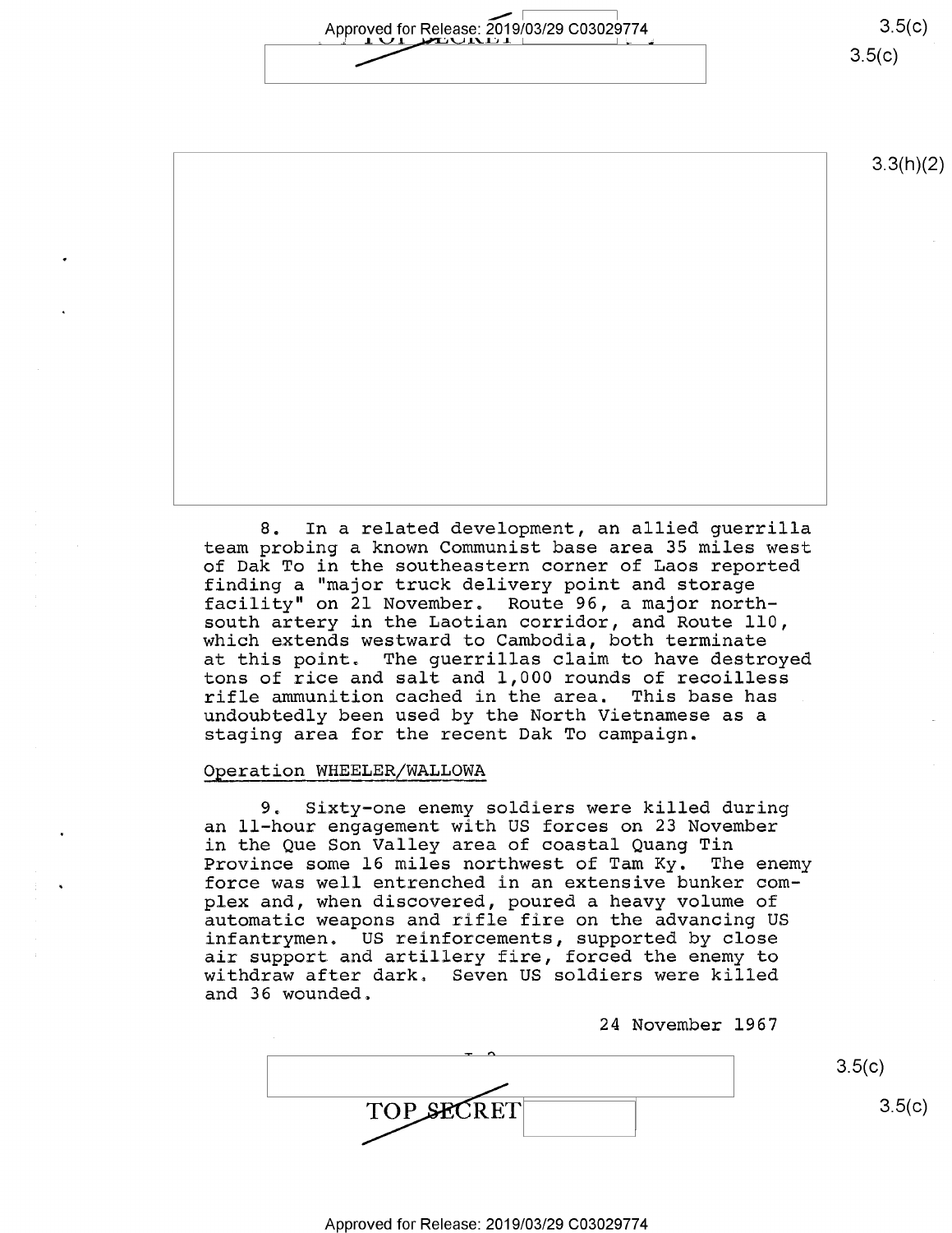8. In a related development, an allied guerrilla team probing a known Communist base area 35 miles west of Dak To in the southeastern corner of Laos reported finding a "major truck delivery point and storage facility" on 21 November. Route 96, a major north-south artery in the Laotian corridor, and Route 110, which extends westward to Cambodia, both terminate at this point. The guerrillas claim to have destroyed tons of rice and salt and 1,000 rounds of recoilless rifle ammunition cached in the area. This base has undoubtedly been used by the North Vietnamese as a staging area for the recent Dak To campaign.

Operation WHEELER/WALLOWA

9. Sixty-one enemy soldiers were killed during an 11-hour engagement with US forces on 23 November in the Que Son Valley area of coastal Quang Tin Province some 16 miles northwest of Tam Ky. The enemy force was well entrenched in an extensive bunker complex and, when discovered, poured a heavy volume of automatic weapons and rifle fire on the advancing US infantrymen. US reinforcements, supported by close air support and artillery fire, forced the enemy to withdraw after dark. Seven US soldiers were killed and 36 wounded.

24 November 1967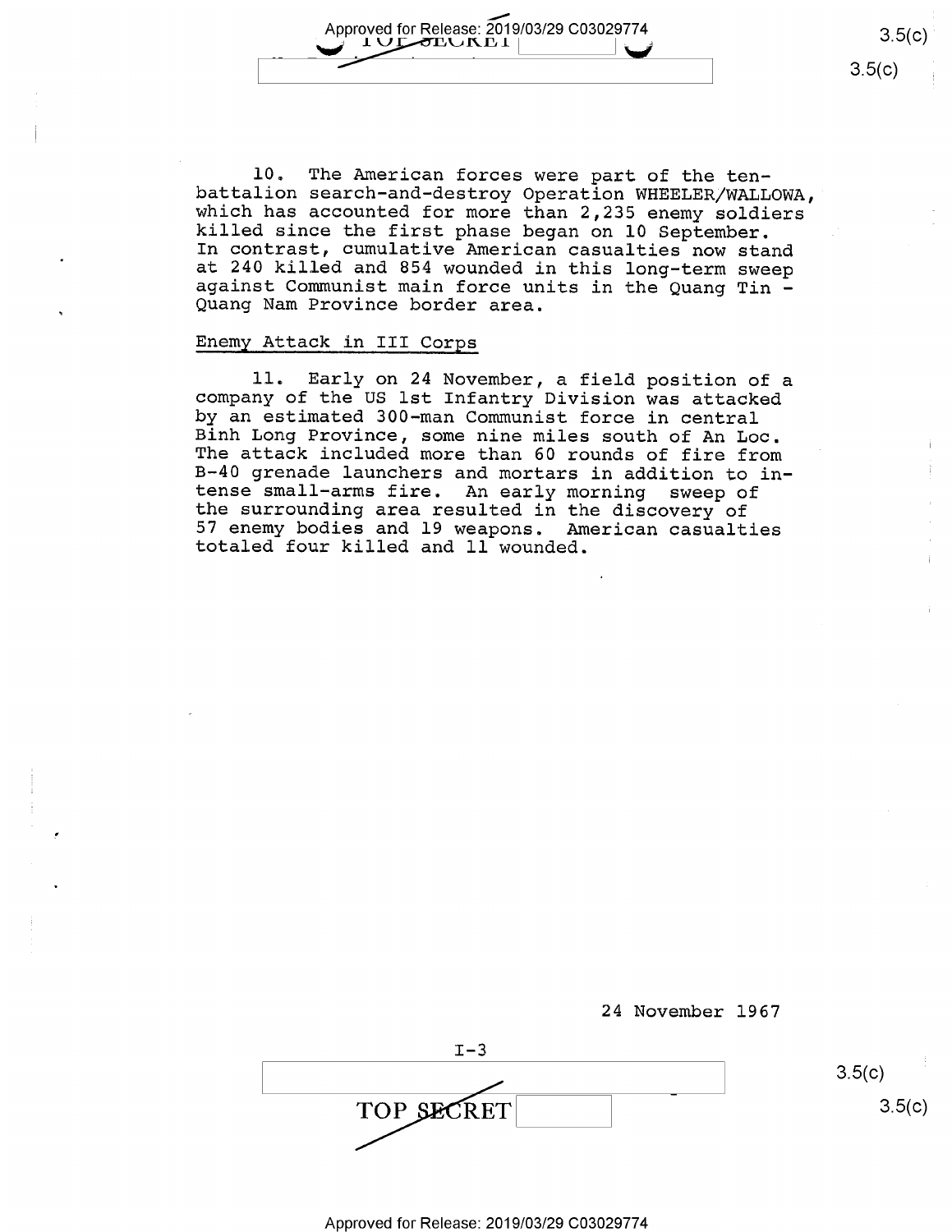10. The American forces were part of the ten-battalion search-and-destroy Operation WHEELER/WALLOWA, which has accounted for more than 2,235 enemy soldiers killed since the first phase began on 10 September. In contrast, cumulative American casualties now stand at 240 killed and 854 wounded in this long-term sweep against Communist main force units in the Quang Tin - Quang Nam Province border area.

Enemy Attack in III Corps

11. Early on 24 November, a field position of a company of the US 1st Infantry Division was attacked by an estimated 300-man Communist force in central Binh Long Province, some nine miles south of An Loc. The attack included more than 60 rounds of fire from B-40 grenade launchers and mortars in addition to intense small-arms fire. An early morning sweep of the surrounding area resulted in the discovery of 57 enemy bodies and 19 weapons. American casualties totaled four killed and 11 wounded.

24 November 1967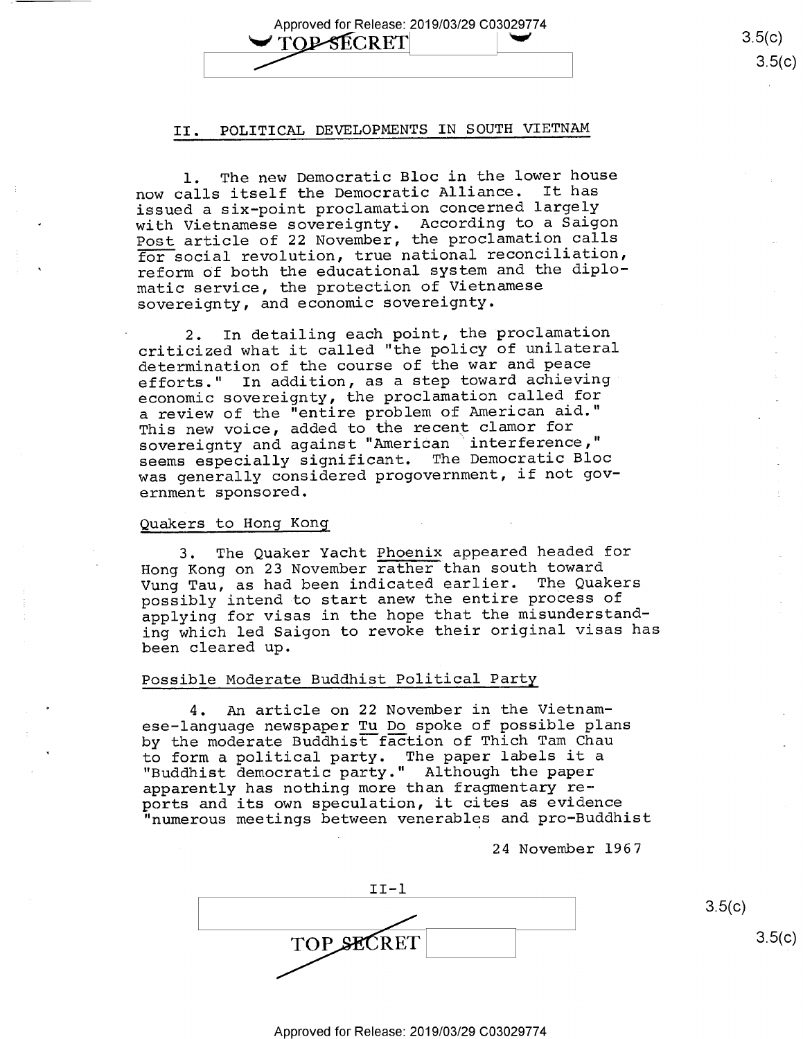## II. POLITICAL DEVELOPMENTS IN SOUTH VIETNAM

1. The new Democratic Bloc in the lower house now calls itself the Democratic Alliance. It has issued a six-point proclamation concerned largely with Vietnamese sovereignty. According to a Saigon Post article of 22 November, the proclamation calls for social revolution, true national reconciliation, reform of both the educational system and the diplomatic service, the protection of Vietnamese sovereignty, and economic sovereignty.

2. In detailing each point, the proclamation criticized what it called "the policy of unilateral determination of the course of the war and peace efforts." In addition, as a step toward achieving economic sovereignty, the proclamation called for a review of the "entire problem of American aid." This new voice, added to the recent clamor for sovereignty and against "American interference," seems especially significant. The Democratic Bloc was generally considered progovernment, if not government sponsored.

### Quakers to Hong Kong

3. The Quaker Yacht *Phoenix* appeared headed for Hong Kong on 23 November rather than south toward Vung Tau, as had been indicated earlier. The Quakers possibly intend to start anew the entire process of applying for visas in the hope that the misunderstanding which led Saigon to revoke their original visas has been cleared up.

### Possible Moderate Buddhist Political Party

4. An article on 22 November in the Vietnamese-language newspaper *Tu Do* spoke of possible plans by the moderate Buddhist faction of Thich Tam Chau to form a political party. The paper labels it a "Buddhist democratic party." Although the paper apparently has nothing more than fragmentary reports and its own speculation, it cites as evidence "numerous meetings between venerables and pro-Buddhist

24 November 1967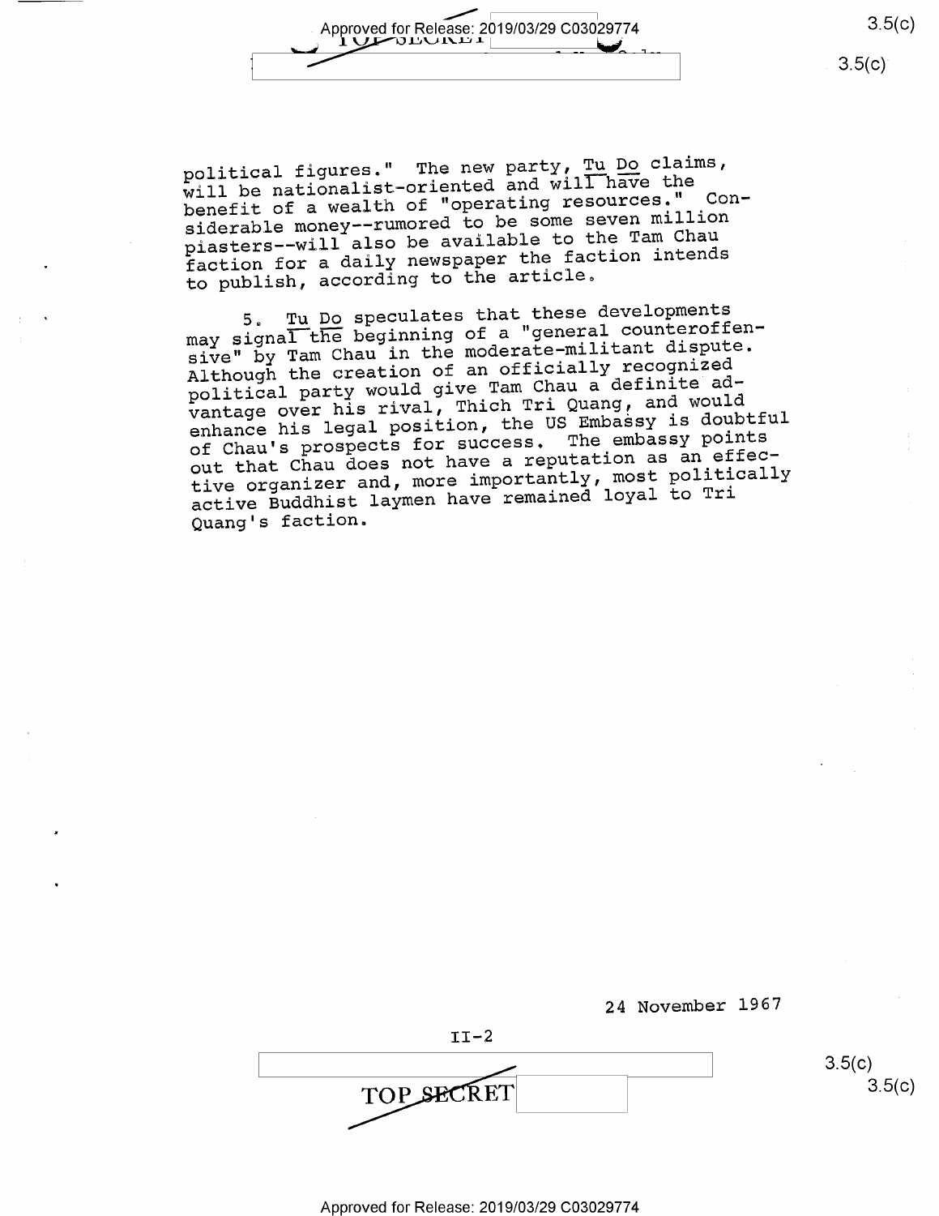political figures." The new party, Tu Do claims, will be nationalist-oriented and will have the benefit of a wealth of "operating resources." Considerable money--rumored to be some seven million piasters--will also be available to the Tam Chau faction for a daily newspaper the faction intends to publish, according to the article.

5. Tu Do speculates that these developments may signal the beginning of a "general counteroffensive" by Tam Chau in the moderate-militant dispute. Although the creation of an officially recognized political party would give Tam Chau a definite advantage over his rival, Thich Tri Quang, and would enhance his legal position, the US Embassy is doubtful of Chau's prospects for success. The embassy points out that Chau does not have a reputation as an effective organizer and, more importantly, most politically active Buddhist laymen have remained loyal to Tri Quang's faction.

24 November 1967

II-2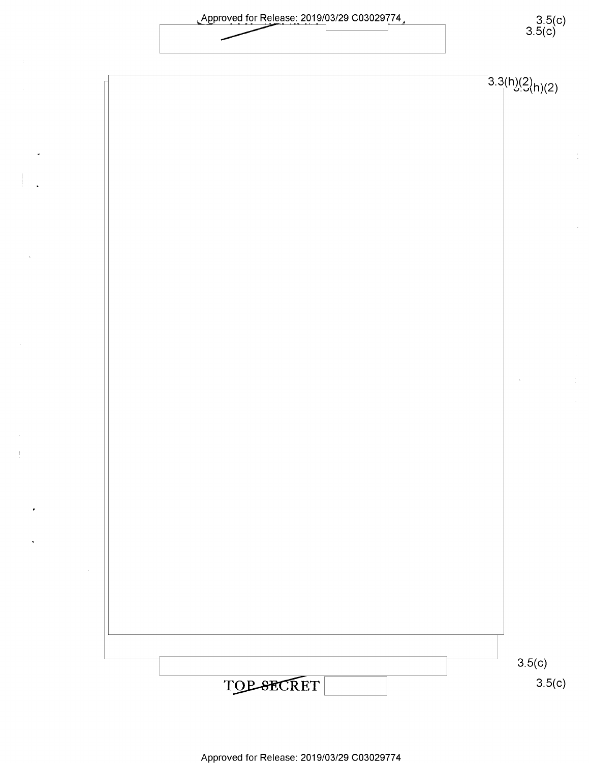3.5(c)

3.3(h)(2)

3.5(c)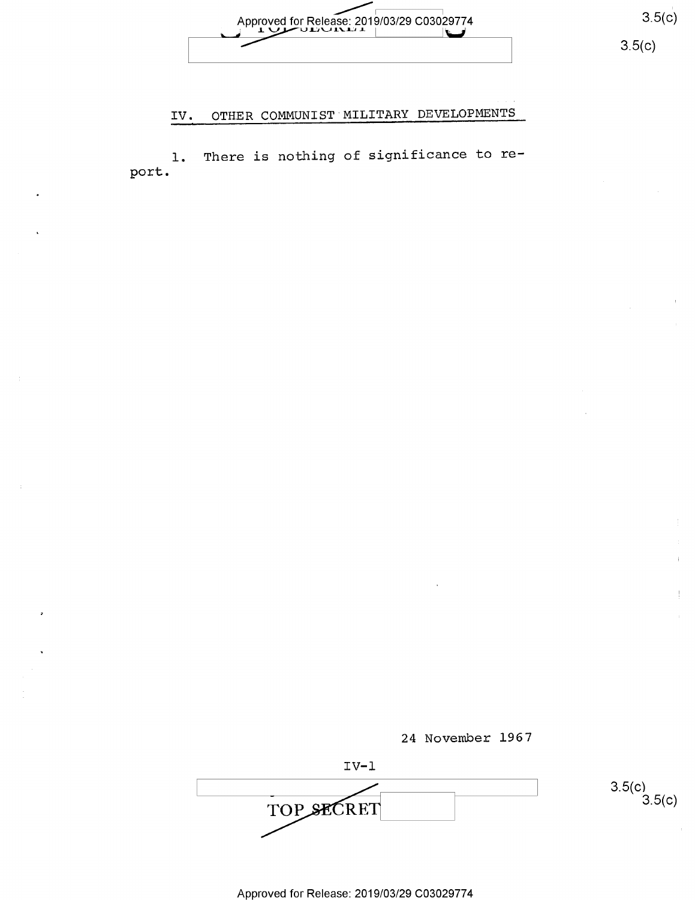## IV. OTHER COMMUNIST MILITARY DEVELOPMENTS

1. There is nothing of significance to report.

24 November 1967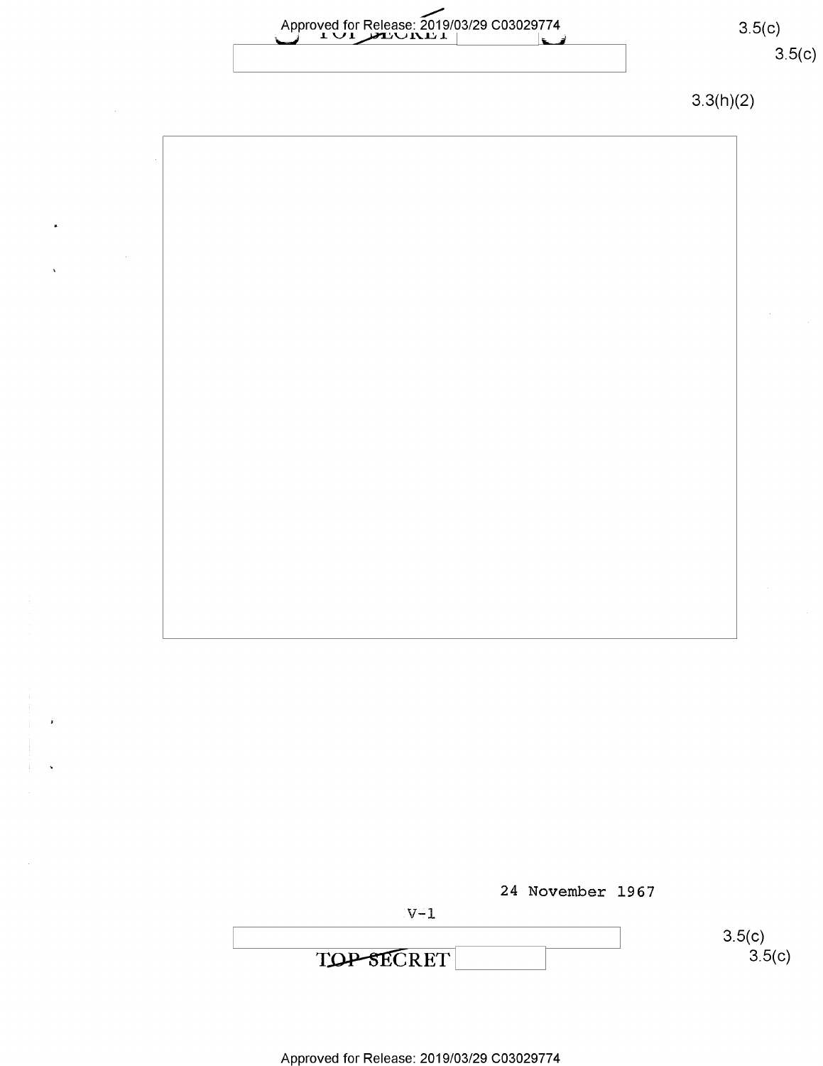24 November 1967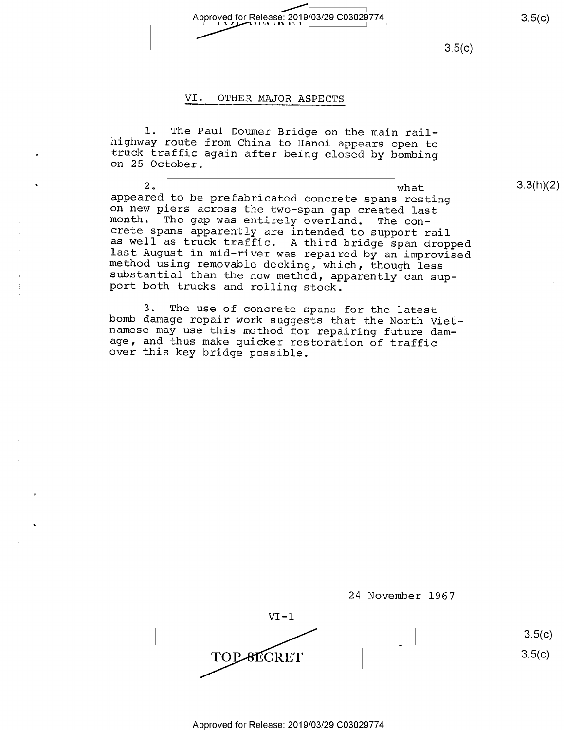## VI. OTHER MAJOR ASPECTS

1. The Paul Doumer Bridge on the main rail-highway route from China to Hanoi appears open to truck traffic again after being closed by bombing on 25 October.

2. [redacted] what appeared to be prefabricated concrete spans resting on new piers across the two-span gap created last month. The gap was entirely overland. The concrete spans apparently are intended to support rail as well as truck traffic. A third bridge span dropped last August in mid-river was repaired by an improvised method using removable decking, which, though less substantial than the new method, apparently can support both trucks and rolling stock.

3. The use of concrete spans for the latest bomb damage repair work suggests that the North Vietnamese may use this method for repairing future damage, and thus make quicker restoration of traffic over this key bridge possible.

24 November 1967